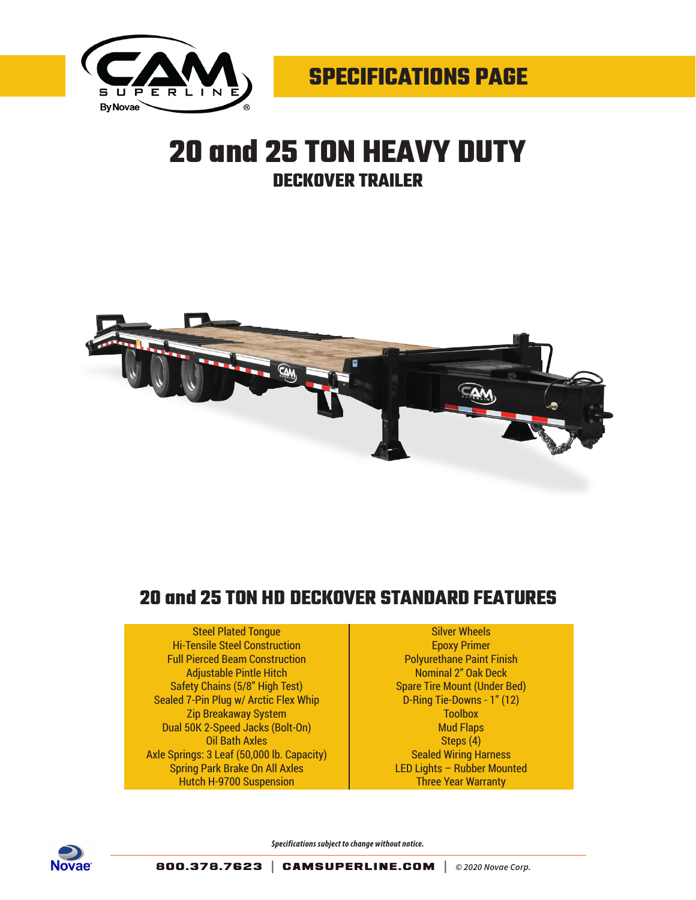SPECIFICATIONS PAGE

# 20 and 25 TON HEAVY DUTY
## DECKOVER TRAILER

## 20 and 25 TON HD DECKOVER STANDARD FEATURES

| | |
|---|---|
| Steel Plated Tongue | Silver Wheels |
| Hi-Tensile Steel Construction | Epoxy Primer |
| Full Pierced Beam Construction | Polyurethane Paint Finish |
| Adjustable Pintle Hitch | Nominal 2" Oak Deck |
| Safety Chains (5/8" High Test) | Spare Tire Mount (Under Bed) |
| Sealed 7-Pin Plug w/ Arctic Flex Whip | D-Ring Tie-Downs - 1" (12) |
| Zip Breakaway System | Toolbox |
| Dual 50K 2-Speed Jacks (Bolt-On) | Mud Flaps |
| Oil Bath Axles | Steps (4) |
| Axle Springs: 3 Leaf (50,000 lb. Capacity) | Sealed Wiring Harness |
| Spring Park Brake On All Axles | LED Lights – Rubber Mounted |
| Hutch H-9700 Suspension | Three Year Warranty |

*Specifications subject to change without notice.*

800.378.7623 | CAMSUPERLINE.COM | *© 2020 Novae Corp.*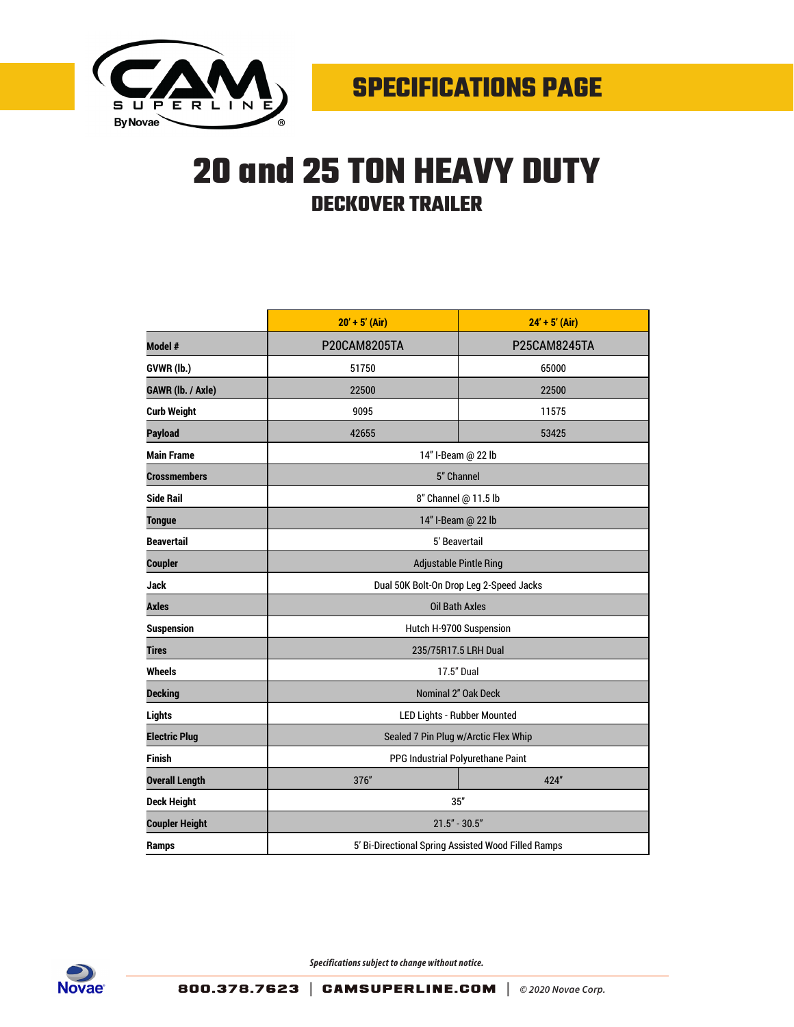SPECIFICATIONS PAGE

# 20 and 25 TON HEAVY DUTY

## DECKOVER TRAILER

| | 20′ + 5′ (Air) | 24′ + 5′ (Air) |
|---|---|---|
| **Model #** | P20CAM8205TA | P25CAM8245TA |
| **GVWR (lb.)** | 51750 | 65000 |
| **GAWR (lb. / Axle)** | 22500 | 22500 |
| **Curb Weight** | 9095 | 11575 |
| **Payload** | 42655 | 53425 |
| **Main Frame** | 14″ I-Beam @ 22 lb | |
| **Crossmembers** | 5″ Channel | |
| **Side Rail** | 8″ Channel @ 11.5 lb | |
| **Tongue** | 14″ I-Beam @ 22 lb | |
| **Beavertail** | 5′ Beavertail | |
| **Coupler** | Adjustable Pintle Ring | |
| **Jack** | Dual 50K Bolt-On Drop Leg 2-Speed Jacks | |
| **Axles** | Oil Bath Axles | |
| **Suspension** | Hutch H-9700 Suspension | |
| **Tires** | 235/75R17.5 LRH Dual | |
| **Wheels** | 17.5″ Dual | |
| **Decking** | Nominal 2″ Oak Deck | |
| **Lights** | LED Lights - Rubber Mounted | |
| **Electric Plug** | Sealed 7 Pin Plug w/Arctic Flex Whip | |
| **Finish** | PPG Industrial Polyurethane Paint | |
| **Overall Length** | 376″ | 424″ |
| **Deck Height** | 35″ | |
| **Coupler Height** | 21.5″ - 30.5″ | |
| **Ramps** | 5′ Bi-Directional Spring Assisted Wood Filled Ramps | |

*Specifications subject to change without notice.*

800.378.7623 | CAMSUPERLINE.COM | *© 2020 Novae Corp.*